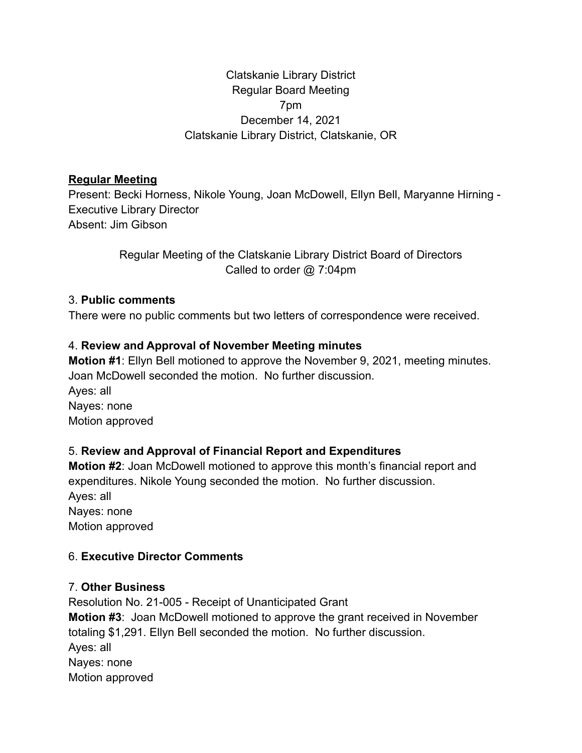Clatskanie Library District
Regular Board Meeting
7pm
December 14, 2021
Clatskanie Library District, Clatskanie, OR

**Regular Meeting**

Present: Becki Horness, Nikole Young, Joan McDowell, Ellyn Bell, Maryanne Hirning - Executive Library Director
Absent: Jim Gibson

Regular Meeting of the Clatskanie Library District Board of Directors
Called to order @ 7:04pm

3. **Public comments**

There were no public comments but two letters of correspondence were received.

4. **Review and Approval of November Meeting minutes**

**Motion #1**: Ellyn Bell motioned to approve the November 9, 2021, meeting minutes. Joan McDowell seconded the motion. No further discussion.
Ayes: all
Nayes: none
Motion approved

5. **Review and Approval of Financial Report and Expenditures**

**Motion #2**: Joan McDowell motioned to approve this month's financial report and expenditures. Nikole Young seconded the motion. No further discussion.
Ayes: all
Nayes: none
Motion approved

6. **Executive Director Comments**

7. **Other Business**

Resolution No. 21-005 - Receipt of Unanticipated Grant
**Motion #3**: Joan McDowell motioned to approve the grant received in November totaling $1,291. Ellyn Bell seconded the motion. No further discussion.
Ayes: all
Nayes: none
Motion approved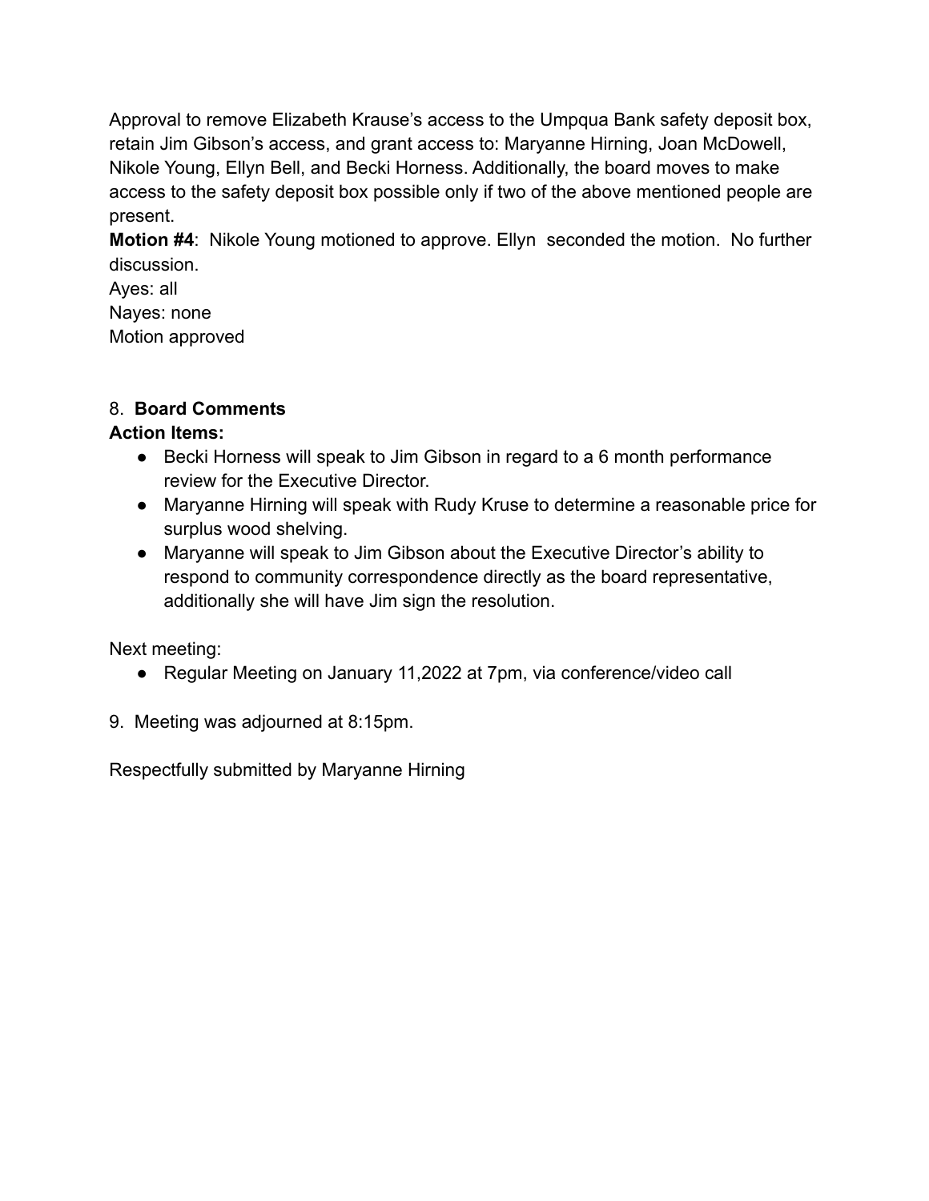Approval to remove Elizabeth Krause's access to the Umpqua Bank safety deposit box, retain Jim Gibson's access, and grant access to: Maryanne Hirning, Joan McDowell, Nikole Young, Ellyn Bell, and Becki Horness. Additionally, the board moves to make access to the safety deposit box possible only if two of the above mentioned people are present.

**Motion #4**: Nikole Young motioned to approve. Ellyn seconded the motion. No further discussion.

Ayes: all

Nayes: none

Motion approved

8. **Board Comments**

**Action Items:**

- Becki Horness will speak to Jim Gibson in regard to a 6 month performance review for the Executive Director.
- Maryanne Hirning will speak with Rudy Kruse to determine a reasonable price for surplus wood shelving.
- Maryanne will speak to Jim Gibson about the Executive Director's ability to respond to community correspondence directly as the board representative, additionally she will have Jim sign the resolution.

Next meeting:

- Regular Meeting on January 11,2022 at 7pm, via conference/video call

9. Meeting was adjourned at 8:15pm.

Respectfully submitted by Maryanne Hirning